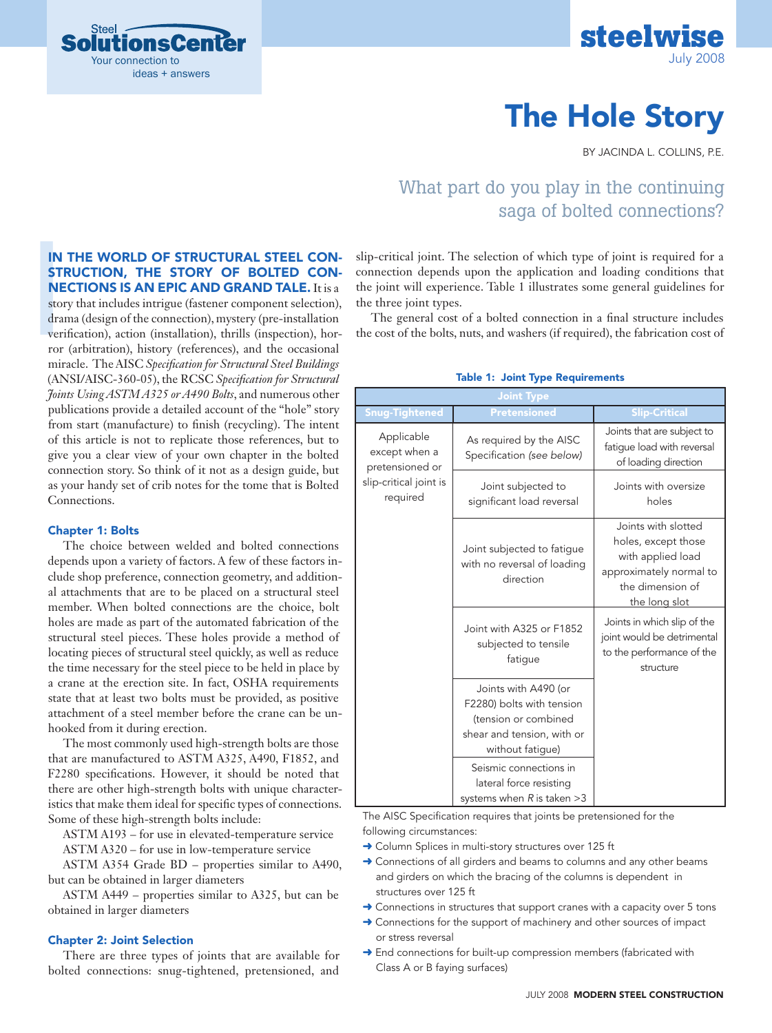Steel **SolutionsCenter**
Your connection to ideas + answers

**steelwise**
July 2008

# The Hole Story

BY JACINDA L. COLLINS, P.E.

## What part do you play in the continuing saga of bolted connections?

**IN THE WORLD OF STRUCTURAL STEEL CONSTRUCTION, THE STORY OF BOLTED CONNECTIONS IS AN EPIC AND GRAND TALE.** It is a story that includes intrigue (fastener component selection), drama (design of the connection), mystery (pre-installation verification), action (installation), thrills (inspection), horror (arbitration), history (references), and the occasional miracle. The AISC *Specification for Structural Steel Buildings* (ANSI/AISC-360-05), the RCSC *Specification for Structural Joints Using ASTM A325 or A490 Bolts*, and numerous other publications provide a detailed account of the "hole" story from start (manufacture) to finish (recycling). The intent of this article is not to replicate those references, but to give you a clear view of your own chapter in the bolted connection story. So think of it not as a design guide, but as your handy set of crib notes for the tome that is Bolted Connections.

### Chapter 1: Bolts

The choice between welded and bolted connections depends upon a variety of factors. A few of these factors include shop preference, connection geometry, and additional attachments that are to be placed on a structural steel member. When bolted connections are the choice, bolt holes are made as part of the automated fabrication of the structural steel pieces. These holes provide a method of locating pieces of structural steel quickly, as well as reduce the time necessary for the steel piece to be held in place by a crane at the erection site. In fact, OSHA requirements state that at least two bolts must be provided, as positive attachment of a steel member before the crane can be unhooked from it during erection.

The most commonly used high-strength bolts are those that are manufactured to ASTM A325, A490, F1852, and F2280 specifications. However, it should be noted that there are other high-strength bolts with unique characteristics that make them ideal for specific types of connections. Some of these high-strength bolts include:

ASTM A193 – for use in elevated-temperature service

ASTM A320 – for use in low-temperature service

ASTM A354 Grade BD – properties similar to A490, but can be obtained in larger diameters

ASTM A449 – properties similar to A325, but can be obtained in larger diameters

### Chapter 2: Joint Selection

There are three types of joints that are available for bolted connections: snug-tightened, pretensioned, and slip-critical joint. The selection of which type of joint is required for a connection depends upon the application and loading conditions that the joint will experience. Table 1 illustrates some general guidelines for the three joint types.

The general cost of a bolted connection in a final structure includes the cost of the bolts, nuts, and washers (if required), the fabrication cost of

**Table 1: Joint Type Requirements**

| Joint Type | | |
|---|---|---|
| **Snug-Tightened** | **Pretensioned** | **Slip-Critical** |
| Applicable except when a pretensioned or slip-critical joint is required | As required by the AISC Specification *(see below)* | Joints that are subject to fatigue load with reversal of loading direction |
| | Joint subjected to significant load reversal | Joints with oversize holes |
| | Joint subjected to fatigue with no reversal of loading direction | Joints with slotted holes, except those with applied load approximately normal to the dimension of the long slot |
| | Joint with A325 or F1852 subjected to tensile fatigue | Joints in which slip of the joint would be detrimental to the performance of the structure |
| | Joints with A490 (or F2280) bolts with tension (tension or combined shear and tension, with or without fatigue) | |
| | Seismic connections in lateral force resisting systems when *R* is taken >3 | |

The AISC Specification requires that joints be pretensioned for the following circumstances:

- Column Splices in multi-story structures over 125 ft
- Connections of all girders and beams to columns and any other beams and girders on which the bracing of the columns is dependent in structures over 125 ft
- Connections in structures that support cranes with a capacity over 5 tons
- Connections for the support of machinery and other sources of impact or stress reversal
- End connections for built-up compression members (fabricated with Class A or B faying surfaces)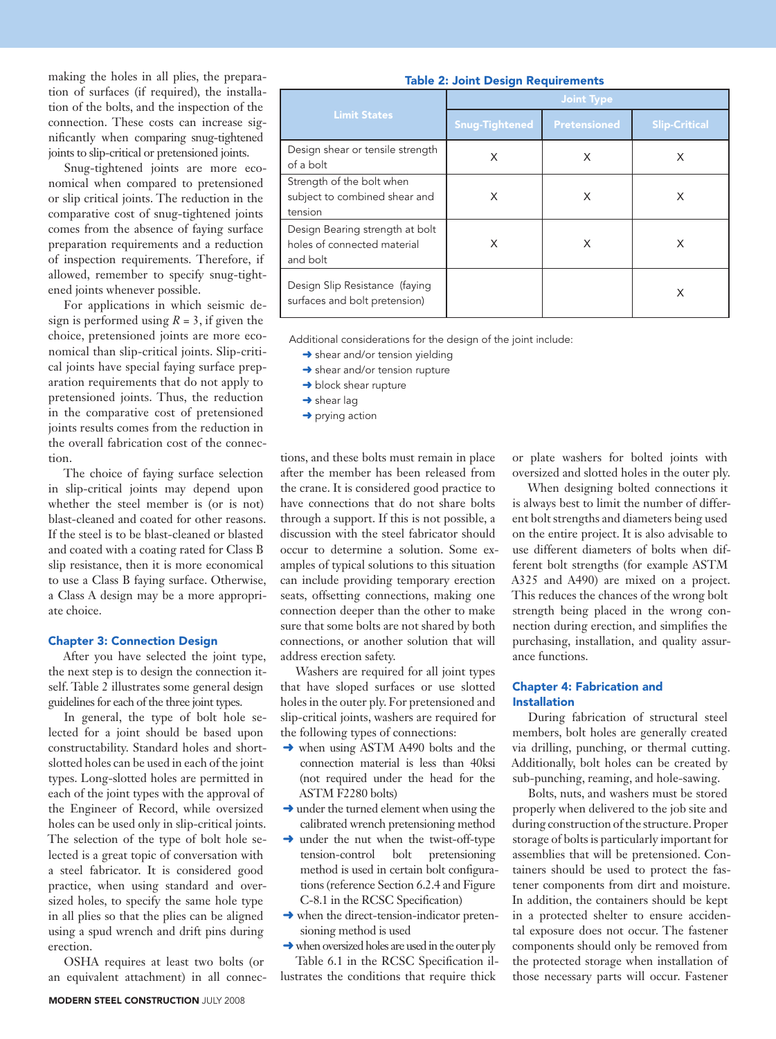making the holes in all plies, the preparation of surfaces (if required), the installation of the bolts, and the inspection of the connection. These costs can increase significantly when comparing snug-tightened joints to slip-critical or pretensioned joints.

Snug-tightened joints are more economical when compared to pretensioned or slip critical joints. The reduction in the comparative cost of snug-tightened joints comes from the absence of faying surface preparation requirements and a reduction of inspection requirements. Therefore, if allowed, remember to specify snug-tightened joints whenever possible.

For applications in which seismic design is performed using $R = 3$, if given the choice, pretensioned joints are more economical than slip-critical joints. Slip-critical joints have special faying surface preparation requirements that do not apply to pretensioned joints. Thus, the reduction in the comparative cost of pretensioned joints results comes from the reduction in the overall fabrication cost of the connection.

The choice of faying surface selection in slip-critical joints may depend upon whether the steel member is (or is not) blast-cleaned and coated for other reasons. If the steel is to be blast-cleaned or blasted and coated with a coating rated for Class B slip resistance, then it is more economical to use a Class B faying surface. Otherwise, a Class A design may be a more appropriate choice.

## Chapter 3: Connection Design

After you have selected the joint type, the next step is to design the connection itself. Table 2 illustrates some general design guidelines for each of the three joint types.

In general, the type of bolt hole selected for a joint should be based upon constructability. Standard holes and short-slotted holes can be used in each of the joint types. Long-slotted holes are permitted in each of the joint types with the approval of the Engineer of Record, while oversized holes can be used only in slip-critical joints. The selection of the type of bolt hole selected is a great topic of conversation with a steel fabricator. It is considered good practice, when using standard and oversized holes, to specify the same hole type in all plies so that the plies can be aligned using a spud wrench and drift pins during erection.

OSHA requires at least two bolts (or an equivalent attachment) in all connections, and these bolts must remain in place after the member has been released from the crane. It is considered good practice to have connections that do not share bolts through a support. If this is not possible, a discussion with the steel fabricator should occur to determine a solution. Some examples of typical solutions to this situation can include providing temporary erection seats, offsetting connections, making one connection deeper than the other to make sure that some bolts are not shared by both connections, or another solution that will address erection safety.

Washers are required for all joint types that have sloped surfaces or use slotted holes in the outer ply. For pretensioned and slip-critical joints, washers are required for the following types of connections:

- when using ASTM A490 bolts and the connection material is less than 40ksi (not required under the head for the ASTM F2280 bolts)
- under the turned element when using the calibrated wrench pretensioning method
- under the nut when the twist-off-type tension-control bolt pretensioning method is used in certain bolt configurations (reference Section 6.2.4 and Figure C-8.1 in the RCSC Specification)
- when the direct-tension-indicator pretensioning method is used
- when oversized holes are used in the outer ply

Table 6.1 in the RCSC Specification illustrates the conditions that require thick or plate washers for bolted joints with oversized and slotted holes in the outer ply.

When designing bolted connections it is always best to limit the number of different bolt strengths and diameters being used on the entire project. It is also advisable to use different diameters of bolts when different bolt strengths (for example ASTM A325 and A490) are mixed on a project. This reduces the chances of the wrong bolt strength being placed in the wrong connection during erection, and simplifies the purchasing, installation, and quality assurance functions.

**Table 2: Joint Design Requirements**

| Limit States | Joint Type | | |
|---|---|---|---|
| | Snug-Tightened | Pretensioned | Slip-Critical |
| Design shear or tensile strength of a bolt | X | X | X |
| Strength of the bolt when subject to combined shear and tension | X | X | X |
| Design Bearing strength at bolt holes of connected material and bolt | X | X | X |
| Design Slip Resistance (faying surfaces and bolt pretension) | | | X |

Additional considerations for the design of the joint include:

- shear and/or tension yielding
- shear and/or tension rupture
- block shear rupture
- shear lag
- prying action

## Chapter 4: Fabrication and Installation

During fabrication of structural steel members, bolt holes are generally created via drilling, punching, or thermal cutting. Additionally, bolt holes can be created by sub-punching, reaming, and hole-sawing.

Bolts, nuts, and washers must be stored properly when delivered to the job site and during construction of the structure. Proper storage of bolts is particularly important for assemblies that will be pretensioned. Containers should be used to protect the fastener components from dirt and moisture. In addition, the containers should be kept in a protected shelter to ensure accidental exposure does not occur. The fastener components should only be removed from the protected storage when installation of those necessary parts will occur. Fastener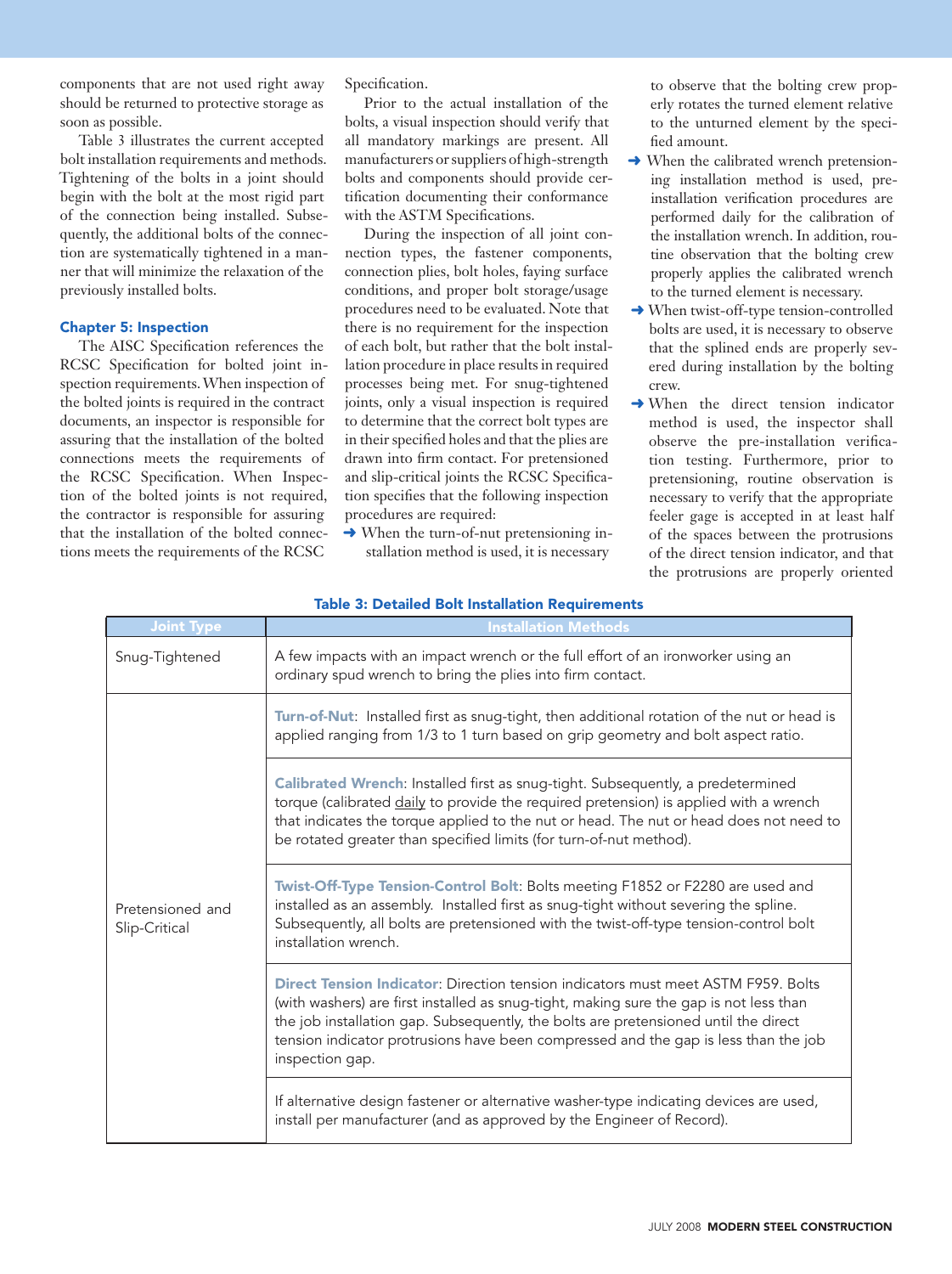components that are not used right away should be returned to protective storage as soon as possible.

Table 3 illustrates the current accepted bolt installation requirements and methods. Tightening of the bolts in a joint should begin with the bolt at the most rigid part of the connection being installed. Subsequently, the additional bolts of the connection are systematically tightened in a manner that will minimize the relaxation of the previously installed bolts.

### Chapter 5: Inspection

The AISC Specification references the RCSC Specification for bolted joint inspection requirements. When inspection of the bolted joints is required in the contract documents, an inspector is responsible for assuring that the installation of the bolted connections meets the requirements of the RCSC Specification. When Inspection of the bolted joints is not required, the contractor is responsible for assuring that the installation of the bolted connections meets the requirements of the RCSC Specification.

Prior to the actual installation of the bolts, a visual inspection should verify that all mandatory markings are present. All manufacturers or suppliers of high-strength bolts and components should provide certification documenting their conformance with the ASTM Specifications.

During the inspection of all joint connection types, the fastener components, connection plies, bolt holes, faying surface conditions, and proper bolt storage/usage procedures need to be evaluated. Note that there is no requirement for the inspection of each bolt, but rather that the bolt installation procedure in place results in required processes being met. For snug-tightened joints, only a visual inspection is required to determine that the correct bolt types are in their specified holes and that the plies are drawn into firm contact. For pretensioned and slip-critical joints the RCSC Specification specifies that the following inspection procedures are required:

- When the turn-of-nut pretensioning installation method is used, it is necessary to observe that the bolting crew properly rotates the turned element relative to the unturned element by the specified amount.
- When the calibrated wrench pretensioning installation method is used, preinstallation verification procedures are performed daily for the calibration of the installation wrench. In addition, routine observation that the bolting crew properly applies the calibrated wrench to the turned element is necessary.
- When twist-off-type tension-controlled bolts are used, it is necessary to observe that the splined ends are properly severed during installation by the bolting crew.
- When the direct tension indicator method is used, the inspector shall observe the pre-installation verification testing. Furthermore, prior to pretensioning, routine observation is necessary to verify that the appropriate feeler gage is accepted in at least half of the spaces between the protrusions of the direct tension indicator, and that the protrusions are properly oriented

**Table 3: Detailed Bolt Installation Requirements**

| Joint Type | Installation Methods |
|---|---|
| Snug-Tightened | A few impacts with an impact wrench or the full effort of an ironworker using an ordinary spud wrench to bring the plies into firm contact. |
| Pretensioned and Slip-Critical | **Turn-of-Nut**: Installed first as snug-tight, then additional rotation of the nut or head is applied ranging from 1/3 to 1 turn based on grip geometry and bolt aspect ratio. |
| | **Calibrated Wrench**: Installed first as snug-tight. Subsequently, a predetermined torque (calibrated daily to provide the required pretension) is applied with a wrench that indicates the torque applied to the nut or head. The nut or head does not need to be rotated greater than specified limits (for turn-of-nut method). |
| | **Twist-Off-Type Tension-Control Bolt**: Bolts meeting F1852 or F2280 are used and installed as an assembly. Installed first as snug-tight without severing the spline. Subsequently, all bolts are pretensioned with the twist-off-type tension-control bolt installation wrench. |
| | **Direct Tension Indicator**: Direction tension indicators must meet ASTM F959. Bolts (with washers) are first installed as snug-tight, making sure the gap is not less than the job installation gap. Subsequently, the bolts are pretensioned until the direct tension indicator protrusions have been compressed and the gap is less than the job inspection gap. |
| | If alternative design fastener or alternative washer-type indicating devices are used, install per manufacturer (and as approved by the Engineer of Record). |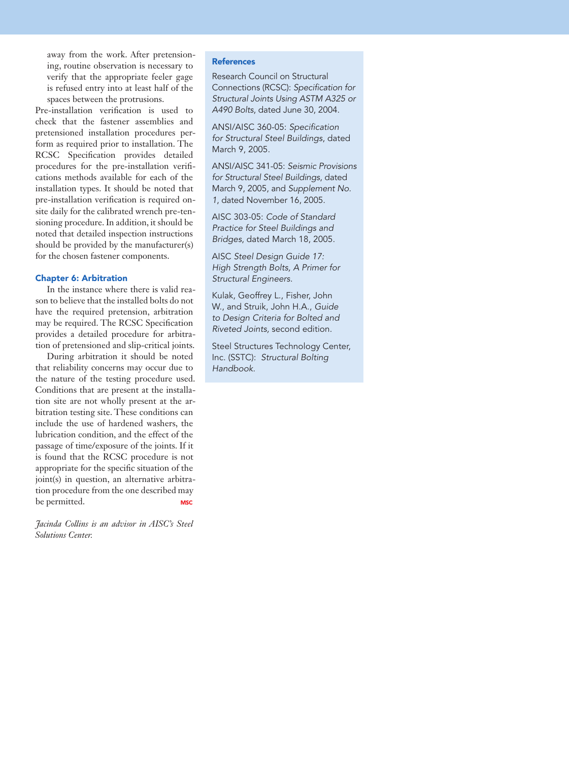away from the work. After pretensioning, routine observation is necessary to verify that the appropriate feeler gage is refused entry into at least half of the spaces between the protrusions.

Pre-installation verification is used to check that the fastener assemblies and pretensioned installation procedures perform as required prior to installation. The RCSC Specification provides detailed procedures for the pre-installation verifications methods available for each of the installation types. It should be noted that pre-installation verification is required on-site daily for the calibrated wrench pre-tensioning procedure. In addition, it should be noted that detailed inspection instructions should be provided by the manufacturer(s) for the chosen fastener components.

### Chapter 6: Arbitration

In the instance where there is valid reason to believe that the installed bolts do not have the required pretension, arbitration may be required. The RCSC Specification provides a detailed procedure for arbitration of pretensioned and slip-critical joints.

During arbitration it should be noted that reliability concerns may occur due to the nature of the testing procedure used. Conditions that are present at the installation site are not wholly present at the arbitration testing site. These conditions can include the use of hardened washers, the lubrication condition, and the effect of the passage of time/exposure of the joints. If it is found that the RCSC procedure is not appropriate for the specific situation of the joint(s) in question, an alternative arbitration procedure from the one described may be permitted. MSC

*Jacinda Collins is an advisor in AISC's Steel Solutions Center.*

### References

Research Council on Structural Connections (RCSC): *Specification for Structural Joints Using ASTM A325 or A490 Bolts*, dated June 30, 2004.

ANSI/AISC 360-05: *Specification for Structural Steel Buildings*, dated March 9, 2005.

ANSI/AISC 341-05: *Seismic Provisions for Structural Steel Buildings*, dated March 9, 2005, and *Supplement No. 1*, dated November 16, 2005.

AISC 303-05: *Code of Standard Practice for Steel Buildings and Bridges*, dated March 18, 2005.

AISC *Steel Design Guide 17: High Strength Bolts, A Primer for Structural Engineers.*

Kulak, Geoffrey L., Fisher, John W., and Struik, John H.A., *Guide to Design Criteria for Bolted and Riveted Joints,* second edition.

Steel Structures Technology Center, Inc. (SSTC): *Structural Bolting Handbook.*